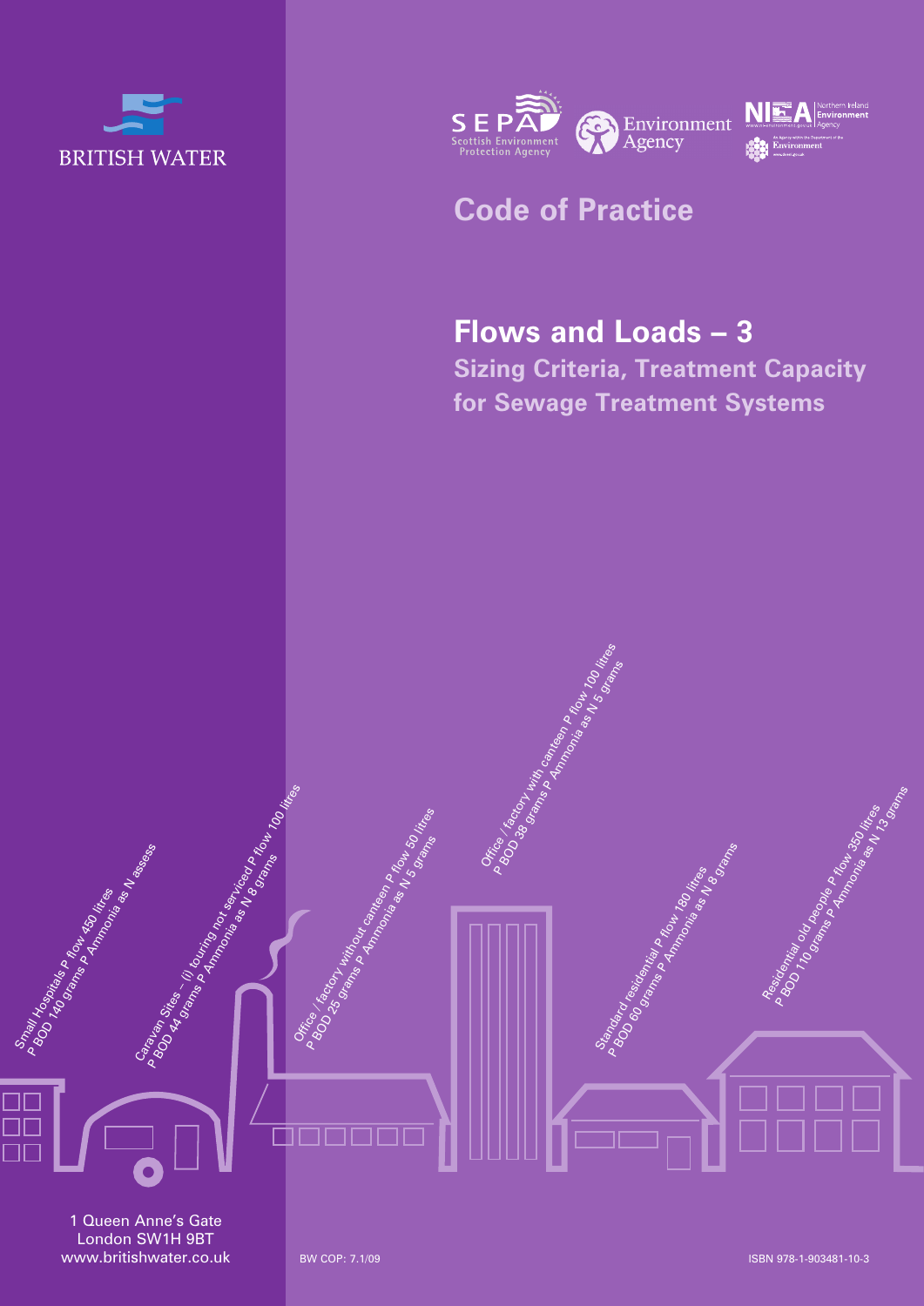BRITISH WATER

SEPA Scottish Environment Protection Agency

Environment Agency

NIEA Northern Ireland Environment Agency

# Code of Practice

## Flows and Loads – 3

### Sizing Criteria, Treatment Capacity for Sewage Treatment Systems

Small Hospitals P flow 450 litres P BOD 140 grams P Ammonia as N assess

Caravan Sites – (i) touring not serviced P flow 100 litres P BOD 44 grams P Ammonia as N 8 grams

Office / factory without canteen P flow 50 litres P BOD 25 grams P Ammonia as N 5 grams

Office / factory with canteen P flow 100 litres P BOD 38 grams P Ammonia as N 5 grams

Standard residential P flow 180 litres P BOD 60 grams P Ammonia as N 8 grams

Residential old people P flow 350 litres P BOD 110 grams P Ammonia as N 13 grams

1 Queen Anne's Gate
London SW1H 9BT
www.britishwater.co.uk

BW COP: 7.1/09

ISBN 978-1-903481-10-3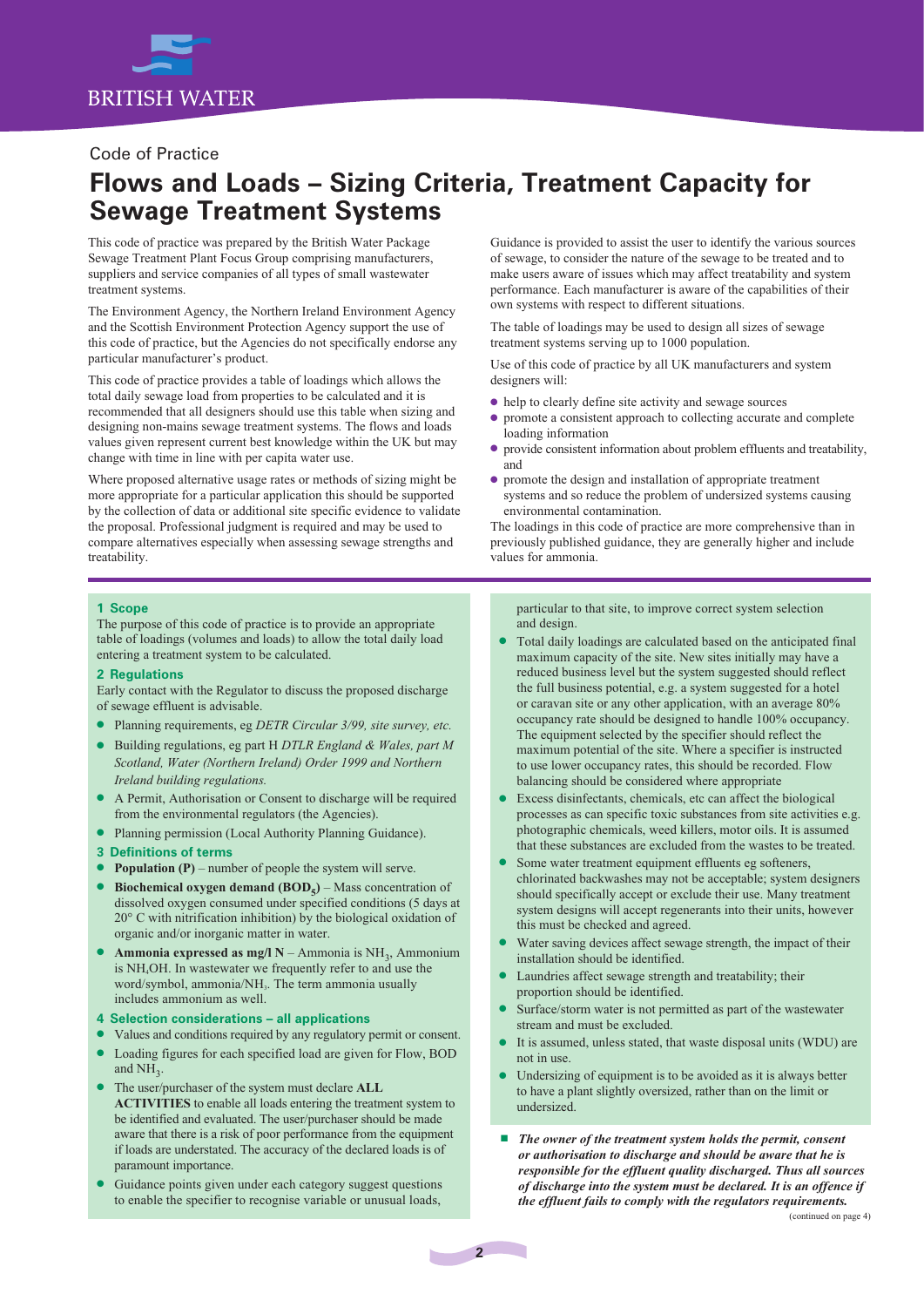Code of Practice

# Flows and Loads – Sizing Criteria, Treatment Capacity for Sewage Treatment Systems

This code of practice was prepared by the British Water Package Sewage Treatment Plant Focus Group comprising manufacturers, suppliers and service companies of all types of small wastewater treatment systems.

The Environment Agency, the Northern Ireland Environment Agency and the Scottish Environment Protection Agency support the use of this code of practice, but the Agencies do not specifically endorse any particular manufacturer's product.

This code of practice provides a table of loadings which allows the total daily sewage load from properties to be calculated and it is recommended that all designers should use this table when sizing and designing non-mains sewage treatment systems. The flows and loads values given represent current best knowledge within the UK but may change with time in line with per capita water use.

Where proposed alternative usage rates or methods of sizing might be more appropriate for a particular application this should be supported by the collection of data or additional site specific evidence to validate the proposal. Professional judgment is required and may be used to compare alternatives especially when assessing sewage strengths and treatability.

Guidance is provided to assist the user to identify the various sources of sewage, to consider the nature of the sewage to be treated and to make users aware of issues which may affect treatability and system performance. Each manufacturer is aware of the capabilities of their own systems with respect to different situations.

The table of loadings may be used to design all sizes of sewage treatment systems serving up to 1000 population.

Use of this code of practice by all UK manufacturers and system designers will:

- help to clearly define site activity and sewage sources
- promote a consistent approach to collecting accurate and complete loading information
- provide consistent information about problem effluents and treatability, and
- promote the design and installation of appropriate treatment systems and so reduce the problem of undersized systems causing environmental contamination.

The loadings in this code of practice are more comprehensive than in previously published guidance, they are generally higher and include values for ammonia.

## 1 Scope

The purpose of this code of practice is to provide an appropriate table of loadings (volumes and loads) to allow the total daily load entering a treatment system to be calculated.

## 2 Regulations

Early contact with the Regulator to discuss the proposed discharge of sewage effluent is advisable.

- Planning requirements, eg *DETR Circular 3/99, site survey, etc.*
- Building regulations, eg part H *DTLR England & Wales, part M Scotland, Water (Northern Ireland) Order 1999 and Northern Ireland building regulations.*
- A Permit, Authorisation or Consent to discharge will be required from the environmental regulators (the Agencies).
- Planning permission (Local Authority Planning Guidance).

## 3 Definitions of terms

- **Population (P)** – number of people the system will serve.
- **Biochemical oxygen demand ($BOD_5$)** – Mass concentration of dissolved oxygen consumed under specified conditions (5 days at 20° C with nitrification inhibition) by the biological oxidation of organic and/or inorganic matter in water.
- **Ammonia expressed as mg/l N** – Ammonia is $NH_3$, Ammonium is $NH_4OH$. In wastewater we frequently refer to and use the word/symbol, ammonia/$NH_3$. The term ammonia usually includes ammonium as well.

## 4 Selection considerations – all applications

- Values and conditions required by any regulatory permit or consent.
- Loading figures for each specified load are given for Flow, BOD and $NH_3$.
- The user/purchaser of the system must declare **ALL ACTIVITIES** to enable all loads entering the treatment system to be identified and evaluated. The user/purchaser should be made aware that there is a risk of poor performance from the equipment if loads are understated. The accuracy of the declared loads is of paramount importance.
- Guidance points given under each category suggest questions to enable the specifier to recognise variable or unusual loads, particular to that site, to improve correct system selection and design.
- Total daily loadings are calculated based on the anticipated final maximum capacity of the site. New sites initially may have a reduced business level but the system suggested should reflect the full business potential, e.g. a system suggested for a hotel or caravan site or any other application, with an average 80% occupancy rate should be designed to handle 100% occupancy. The equipment selected by the specifier should reflect the maximum potential of the site. Where a specifier is instructed to use lower occupancy rates, this should be recorded. Flow balancing should be considered where appropriate
- Excess disinfectants, chemicals, etc can affect the biological processes as can specific toxic substances from site activities e.g. photographic chemicals, weed killers, motor oils. It is assumed that these substances are excluded from the wastes to be treated.
- Some water treatment equipment effluents eg softeners, chlorinated backwashes may not be acceptable; system designers should specifically accept or exclude their use. Many treatment system designs will accept regenerants into their units, however this must be checked and agreed.
- Water saving devices affect sewage strength, the impact of their installation should be identified.
- Laundries affect sewage strength and treatability; their proportion should be identified.
- Surface/storm water is not permitted as part of the wastewater stream and must be excluded.
- It is assumed, unless stated, that waste disposal units (WDU) are not in use.
- Undersizing of equipment is to be avoided as it is always better to have a plant slightly oversized, rather than on the limit or undersized.

- ***The owner of the treatment system holds the permit, consent or authorisation to discharge and should be aware that he is responsible for the effluent quality discharged. Thus all sources of discharge into the system must be declared. It is an offence if the effluent fails to comply with the regulators requirements.***

(continued on page 4)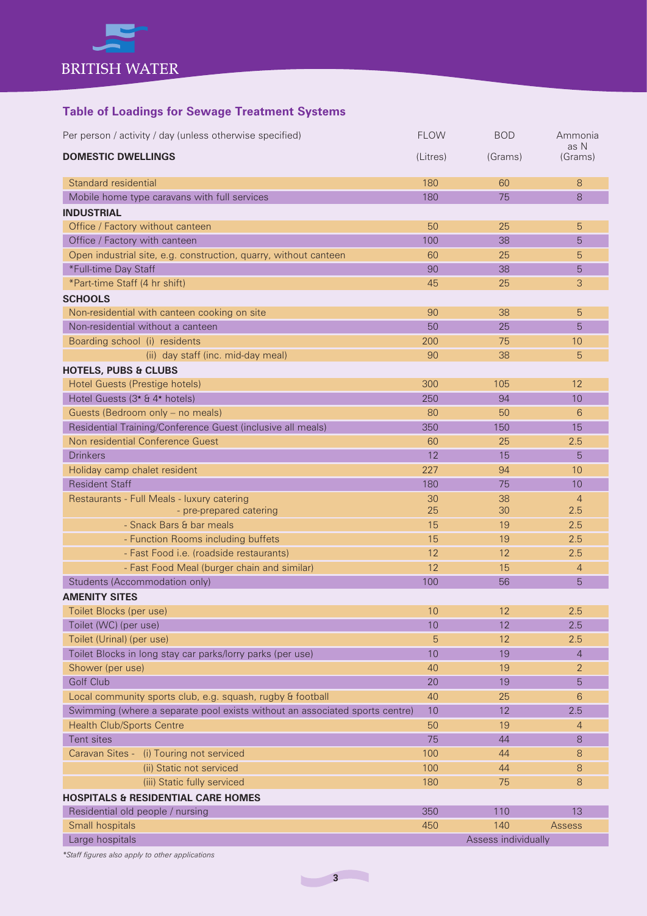## Table of Loadings for Sewage Treatment Systems

| Per person / activity / day (unless otherwise specified) | FLOW (Litres) | BOD (Grams) | Ammonia as N (Grams) |
|---|---|---|---|
| **DOMESTIC DWELLINGS** | | | |
| Standard residential | 180 | 60 | 8 |
| Mobile home type caravans with full services | 180 | 75 | 8 |
| **INDUSTRIAL** | | | |
| Office / Factory without canteen | 50 | 25 | 5 |
| Office / Factory with canteen | 100 | 38 | 5 |
| Open industrial site, e.g. construction, quarry, without canteen | 60 | 25 | 5 |
| *Full-time Day Staff | 90 | 38 | 5 |
| *Part-time Staff (4 hr shift) | 45 | 25 | 3 |
| **SCHOOLS** | | | |
| Non-residential with canteen cooking on site | 90 | 38 | 5 |
| Non-residential without a canteen | 50 | 25 | 5 |
| Boarding school (i) residents | 200 | 75 | 10 |
| (ii) day staff (inc. mid-day meal) | 90 | 38 | 5 |
| **HOTELS, PUBS & CLUBS** | | | |
| Hotel Guests (Prestige hotels) | 300 | 105 | 12 |
| Hotel Guests (3* & 4* hotels) | 250 | 94 | 10 |
| Guests (Bedroom only – no meals) | 80 | 50 | 6 |
| Residential Training/Conference Guest (inclusive all meals) | 350 | 150 | 15 |
| Non residential Conference Guest | 60 | 25 | 2.5 |
| Drinkers | 12 | 15 | 5 |
| Holiday camp chalet resident | 227 | 94 | 10 |
| Resident Staff | 180 | 75 | 10 |
| Restaurants - Full Meals - luxury catering | 30 | 38 | 4 |
| - pre-prepared catering | 25 | 30 | 2.5 |
| - Snack Bars & bar meals | 15 | 19 | 2.5 |
| - Function Rooms including buffets | 15 | 19 | 2.5 |
| - Fast Food i.e. (roadside restaurants) | 12 | 12 | 2.5 |
| - Fast Food Meal (burger chain and similar) | 12 | 15 | 4 |
| Students (Accommodation only) | 100 | 56 | 5 |
| **AMENITY SITES** | | | |
| Toilet Blocks (per use) | 10 | 12 | 2.5 |
| Toilet (WC) (per use) | 10 | 12 | 2.5 |
| Toilet (Urinal) (per use) | 5 | 12 | 2.5 |
| Toilet Blocks in long stay car parks/lorry parks (per use) | 10 | 19 | 4 |
| Shower (per use) | 40 | 19 | 2 |
| Golf Club | 20 | 19 | 5 |
| Local community sports club, e.g. squash, rugby & football | 40 | 25 | 6 |
| Swimming (where a separate pool exists without an associated sports centre) | 10 | 12 | 2.5 |
| Health Club/Sports Centre | 50 | 19 | 4 |
| Tent sites | 75 | 44 | 8 |
| Caravan Sites - (i) Touring not serviced | 100 | 44 | 8 |
| (ii) Static not serviced | 100 | 44 | 8 |
| (iii) Static fully serviced | 180 | 75 | 8 |
| **HOSPITALS & RESIDENTIAL CARE HOMES** | | | |
| Residential old people / nursing | 350 | 110 | 13 |
| Small hospitals | 450 | 140 | Assess |
| Large hospitals | Assess individually | | |

*\*Staff figures also apply to other applications*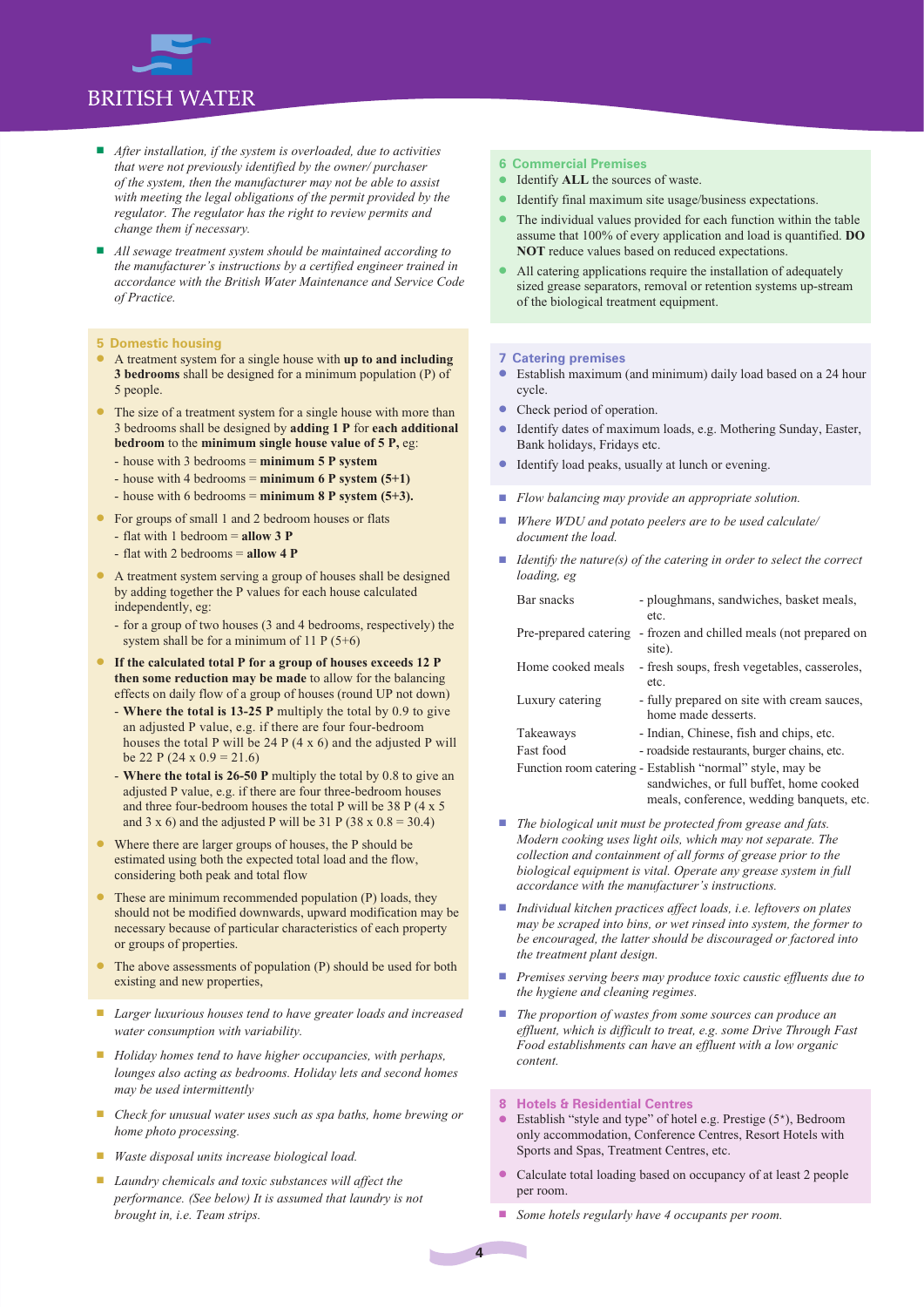- *After installation, if the system is overloaded, due to activities that were not previously identified by the owner/ purchaser of the system, then the manufacturer may not be able to assist with meeting the legal obligations of the permit provided by the regulator. The regulator has the right to review permits and change them if necessary.*
- *All sewage treatment system should be maintained according to the manufacturer's instructions by a certified engineer trained in accordance with the British Water Maintenance and Service Code of Practice.*

## 5 Domestic housing

- A treatment system for a single house with **up to and including 3 bedrooms** shall be designed for a minimum population (P) of 5 people.
- The size of a treatment system for a single house with more than 3 bedrooms shall be designed by **adding 1 P** for **each additional bedroom** to the **minimum single house value of 5 P,** eg:
  - house with 3 bedrooms = **minimum 5 P system**
  - house with 4 bedrooms = **minimum 6 P system (5+1)**
  - house with 6 bedrooms = **minimum 8 P system (5+3).**
- For groups of small 1 and 2 bedroom houses or flats
  - flat with 1 bedroom = **allow 3 P**
  - flat with 2 bedrooms = **allow 4 P**
- A treatment system serving a group of houses shall be designed by adding together the P values for each house calculated independently, eg:
  - for a group of two houses (3 and 4 bedrooms, respectively) the system shall be for a minimum of 11 P (5+6)
- **If the calculated total P for a group of houses exceeds 12 P then some reduction may be made** to allow for the balancing effects on daily flow of a group of houses (round UP not down)
  - **Where the total is 13-25 P** multiply the total by 0.9 to give an adjusted P value, e.g. if there are four four-bedroom houses the total P will be 24 P (4 x 6) and the adjusted P will be 22 P (24 x 0.9 = 21.6)
  - **Where the total is 26-50 P** multiply the total by 0.8 to give an adjusted P value, e.g. if there are four three-bedroom houses and three four-bedroom houses the total P will be 38 P (4 x 5 and 3 x 6) and the adjusted P will be 31 P (38 x 0.8 = 30.4)
- Where there are larger groups of houses, the P should be estimated using both the expected total load and the flow, considering both peak and total flow
- These are minimum recommended population (P) loads, they should not be modified downwards, upward modification may be necessary because of particular characteristics of each property or groups of properties.
- The above assessments of population (P) should be used for both existing and new properties,

- *Larger luxurious houses tend to have greater loads and increased water consumption with variability.*
- *Holiday homes tend to have higher occupancies, with perhaps, lounges also acting as bedrooms. Holiday lets and second homes may be used intermittently*
- *Check for unusual water uses such as spa baths, home brewing or home photo processing.*
- *Waste disposal units increase biological load.*
- *Laundry chemicals and toxic substances will affect the performance. (See below) It is assumed that laundry is not brought in, i.e. Team strips.*

## 6 Commercial Premises

- Identify **ALL** the sources of waste.
- Identify final maximum site usage/business expectations.
- The individual values provided for each function within the table assume that 100% of every application and load is quantified. **DO NOT** reduce values based on reduced expectations.
- All catering applications require the installation of adequately sized grease separators, removal or retention systems up-stream of the biological treatment equipment.

## 7 Catering premises

- Establish maximum (and minimum) daily load based on a 24 hour cycle.
- Check period of operation.
- Identify dates of maximum loads, e.g. Mothering Sunday, Easter, Bank holidays, Fridays etc.
- Identify load peaks, usually at lunch or evening.

- *Flow balancing may provide an appropriate solution.*
- *Where WDU and potato peelers are to be used calculate/ document the load.*
- *Identify the nature(s) of the catering in order to select the correct loading, eg*

| | |
|---|---|
| Bar snacks | - ploughmans, sandwiches, basket meals, etc. |
| Pre-prepared catering | - frozen and chilled meals (not prepared on site). |
| Home cooked meals | - fresh soups, fresh vegetables, casseroles, etc. |
| Luxury catering | - fully prepared on site with cream sauces, home made desserts. |
| Takeaways | - Indian, Chinese, fish and chips, etc. |
| Fast food | - roadside restaurants, burger chains, etc. |
| Function room catering | - Establish "normal" style, may be sandwiches, or full buffet, home cooked meals, conference, wedding banquets, etc. |

- *The biological unit must be protected from grease and fats. Modern cooking uses light oils, which may not separate. The collection and containment of all forms of grease prior to the biological equipment is vital. Operate any grease system in full accordance with the manufacturer's instructions.*
- *Individual kitchen practices affect loads, i.e. leftovers on plates may be scraped into bins, or wet rinsed into system, the former to be encouraged, the latter should be discouraged or factored into the treatment plant design.*
- *Premises serving beers may produce toxic caustic effluents due to the hygiene and cleaning regimes.*
- *The proportion of wastes from some sources can produce an effluent, which is difficult to treat, e.g. some Drive Through Fast Food establishments can have an effluent with a low organic content.*

## 8 Hotels & Residential Centres

- Establish "style and type" of hotel e.g. Prestige (5*), Bedroom only accommodation, Conference Centres, Resort Hotels with Sports and Spas, Treatment Centres, etc.
- Calculate total loading based on occupancy of at least 2 people per room.

- *Some hotels regularly have 4 occupants per room.*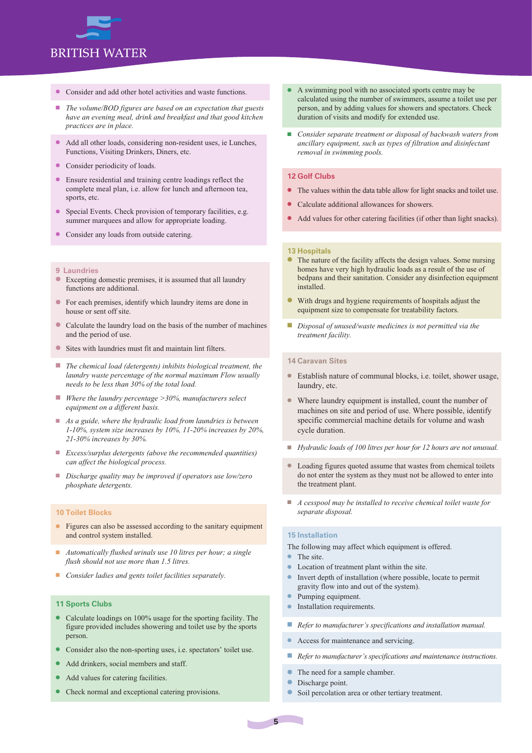- Consider and add other hotel activities and waste functions.

- *The volume/BOD figures are based on an expectation that guests have an evening meal, drink and breakfast and that good kitchen practices are in place.*

- Add all other loads, considering non-resident uses, ie Lunches, Functions, Visiting Drinkers, Diners, etc.
- Consider periodicity of loads.
- Ensure residential and training centre loadings reflect the complete meal plan, i.e. allow for lunch and afternoon tea, sports, etc.
- Special Events. Check provision of temporary facilities, e.g. summer marquees and allow for appropriate loading.
- Consider any loads from outside catering.

## 9 Laundries

- Excepting domestic premises, it is assumed that all laundry functions are additional.
- For each premises, identify which laundry items are done in house or sent off site.
- Calculate the laundry load on the basis of the number of machines and the period of use.
- Sites with laundries must fit and maintain lint filters.

- *The chemical load (detergents) inhibits biological treatment, the laundry waste percentage of the normal maximum Flow usually needs to be less than 30% of the total load.*
- *Where the laundry percentage >30%, manufacturers select equipment on a different basis.*
- *As a guide, where the hydraulic load from laundries is between 1-10%, system size increases by 10%, 11-20% increases by 20%, 21-30% increases by 30%.*
- *Excess/surplus detergents (above the recommended quantities) can affect the biological process.*
- *Discharge quality may be improved if operators use low/zero phosphate detergents.*

## 10 Toilet Blocks

- Figures can also be assessed according to the sanitary equipment and control system installed.

- *Automatically flushed urinals use 10 litres per hour; a single flush should not use more than 1.5 litres.*
- *Consider ladies and gents toilet facilities separately.*

## 11 Sports Clubs

- Calculate loadings on 100% usage for the sporting facility. The figure provided includes showering and toilet use by the sports person.
- Consider also the non-sporting uses, i.e. spectators' toilet use.
- Add drinkers, social members and staff.
- Add values for catering facilities.
- Check normal and exceptional catering provisions.
- A swimming pool with no associated sports centre may be calculated using the number of swimmers, assume a toilet use per person, and by adding values for showers and spectators. Check duration of visits and modify for extended use.

- *Consider separate treatment or disposal of backwash waters from ancillary equipment, such as types of filtration and disinfectant removal in swimming pools.*

## 12 Golf Clubs

- The values within the data table allow for light snacks and toilet use.
- Calculate additional allowances for showers.
- Add values for other catering facilities (if other than light snacks).

## 13 Hospitals

- The nature of the facility affects the design values. Some nursing homes have very high hydraulic loads as a result of the use of bedpans and their sanitation. Consider any disinfection equipment installed.
- With drugs and hygiene requirements of hospitals adjust the equipment size to compensate for treatability factors.

- *Disposal of unused/waste medicines is not permitted via the treatment facility.*

## 14 Caravan Sites

- Establish nature of communal blocks, i.e. toilet, shower usage, laundry, etc.
- Where laundry equipment is installed, count the number of machines on site and period of use. Where possible, identify specific commercial machine details for volume and wash cycle duration.

- *Hydraulic loads of 100 litres per hour for 12 hours are not unusual.*

- Loading figures quoted assume that wastes from chemical toilets do not enter the system as they must not be allowed to enter into the treatment plant.

- *A cesspool may be installed to receive chemical toilet waste for separate disposal.*

## 15 Installation

The following may affect which equipment is offered.

- The site.
- Location of treatment plant within the site.
- Invert depth of installation (where possible, locate to permit gravity flow into and out of the system).
- Pumping equipment.
- Installation requirements.

- *Refer to manufacturer's specifications and installation manual.*

- Access for maintenance and servicing.

- *Refer to manufacturer's specifications and maintenance instructions.*

- The need for a sample chamber.
- Discharge point.
- Soil percolation area or other tertiary treatment.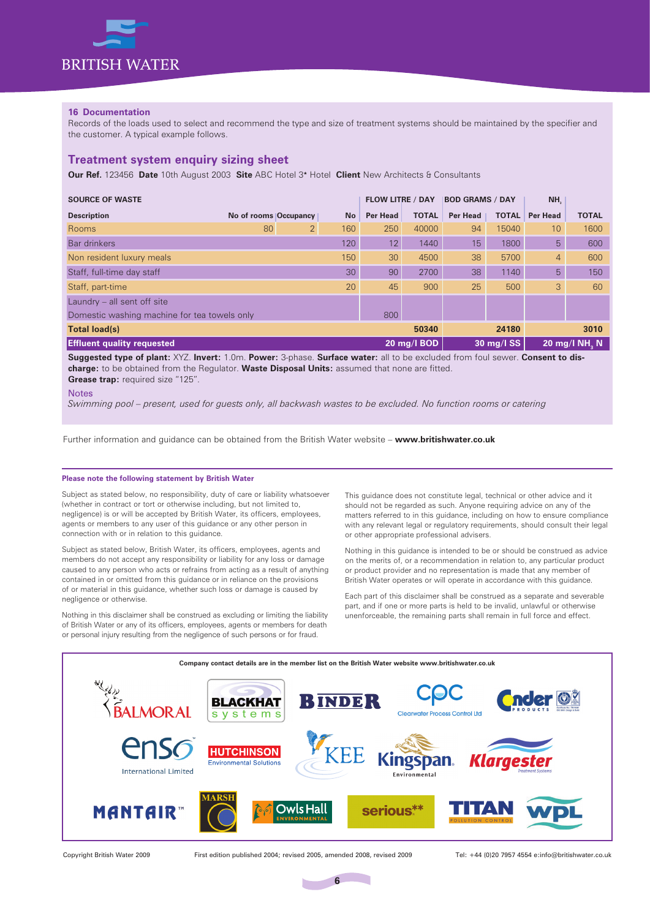## 16 Documentation

Records of the loads used to select and recommend the type and size of treatment systems should be maintained by the specifier and the customer. A typical example follows.

## Treatment system enquiry sizing sheet

**Our Ref.** 123456 **Date** 10th August 2003 **Site** ABC Hotel 3* Hotel **Client** New Architects & Consultants

| SOURCE OF WASTE | | | | FLOW LITRE / DAY | | BOD GRAMS / DAY | | $NH_3$ | |
|---|---|---|---|---|---|---|---|---|---|
| **Description** | **No of rooms** | **Occupancy** | **No** | **Per Head** | **TOTAL** | **Per Head** | **TOTAL** | **Per Head** | **TOTAL** |
| Rooms | 80 | 2 | 160 | 250 | 40000 | 94 | 15040 | 10 | 1600 |
| Bar drinkers | | | 120 | 12 | 1440 | 15 | 1800 | 5 | 600 |
| Non resident luxury meals | | | 150 | 30 | 4500 | 38 | 5700 | 4 | 600 |
| Staff, full-time day staff | | | 30 | 90 | 2700 | 38 | 1140 | 5 | 150 |
| Staff, part-time | | | 20 | 45 | 900 | 25 | 500 | 3 | 60 |
| Laundry – all sent off site | | | | | | | | | |
| Domestic washing machine for tea towels only | | | | 800 | | | | | |
| **Total load(s)** | | | | | **50340** | | **24180** | | **3010** |
| **Effluent quality requested** | | | | **20 mg/l BOD** | | **30 mg/l SS** | | **20 mg/l $NH_3$ N** | |

**Suggested type of plant:** XYZ. **Invert:** 1.0m. **Power:** 3-phase. **Surface water:** all to be excluded from foul sewer. **Consent to discharge:** to be obtained from the Regulator. **Waste Disposal Units:** assumed that none are fitted.
**Grease trap:** required size "125".

Notes

*Swimming pool – present, used for guests only, all backwash wastes to be excluded. No function rooms or catering*

Further information and guidance can be obtained from the British Water website – **www.britishwater.co.uk**

**Please note the following statement by British Water**

Subject as stated below, no responsibility, duty of care or liability whatsoever (whether in contract or tort or otherwise including, but not limited to, negligence) is or will be accepted by British Water, its officers, employees, agents or members to any user of this guidance or any other person in connection with or in relation to this guidance.

Subject as stated below, British Water, its officers, employees, agents and members do not accept any responsibility or liability for any loss or damage caused to any person who acts or refrains from acting as a result of anything contained in or omitted from this guidance or in reliance on the provisions of or material in this guidance, whether such loss or damage is caused by negligence or otherwise.

Nothing in this disclaimer shall be construed as excluding or limiting the liability of British Water or any of its officers, employees, agents or members for death or personal injury resulting from the negligence of such persons or for fraud.

This guidance does not constitute legal, technical or other advice and it should not be regarded as such. Anyone requiring advice on any of the matters referred to in this guidance, including on how to ensure compliance with any relevant legal or regulatory requirements, should consult their legal or other appropriate professional advisers.

Nothing in this guidance is intended to be or should be construed as advice on the merits of, or a recommendation in relation to, any particular product or product provider and no representation is made that any member of British Water operates or will operate in accordance with this guidance.

Each part of this disclaimer shall be construed as a separate and severable part, and if one or more parts is held to be invalid, unlawful or otherwise unenforceable, the remaining parts shall remain in full force and effect.

**Company contact details are in the member list on the British Water website www.britishwater.co.uk**

Balmoral, Blackhat Systems, Binder, CPC Clearwater Process Control Ltd, Conder Products, Enso International Limited, Hutchinson Environmental Solutions, KEE, Kingspan Environmental, Klargester Treatment Systems, Mantair, Marsh, Owls Hall Environmental, serious**, Titan Pollution Control, WPL

Copyright British Water 2009 | First edition published 2004; revised 2005, amended 2008, revised 2009 | Tel: +44 (0)20 7957 4554 e:info@britishwater.co.uk